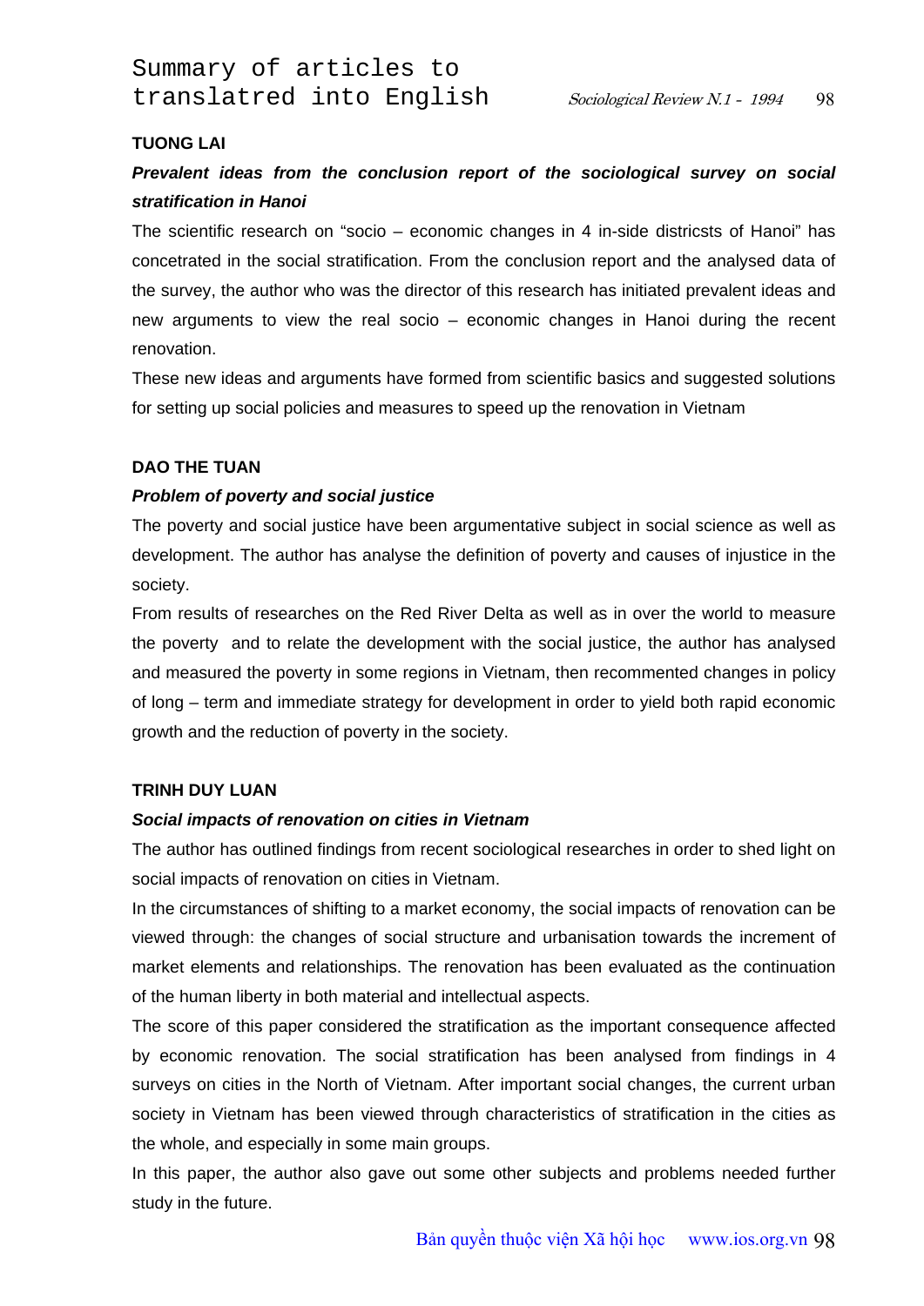# Summary of articles to translatred into English

**TUONG LAI**

***Prevalent ideas from the conclusion report of the sociological survey on social stratification in Hanoi***

The scientific research on "socio – economic changes in 4 in-side districsts of Hanoi" has concetrated in the social stratification. From the conclusion report and the analysed data of the survey, the author who was the director of this research has initiated prevalent ideas and new arguments to view the real socio – economic changes in Hanoi during the recent renovation.

These new ideas and arguments have formed from scientific basics and suggested solutions for setting up social policies and measures to speed up the renovation in Vietnam

**DAO THE TUAN**

***Problem of poverty and social justice***

The poverty and social justice have been argumentative subject in social science as well as development. The author has analyse the definition of poverty and causes of injustice in the society.

From results of researches on the Red River Delta as well as in over the world to measure the poverty and to relate the development with the social justice, the author has analysed and measured the poverty in some regions in Vietnam, then recommented changes in policy of long – term and immediate strategy for development in order to yield both rapid economic growth and the reduction of poverty in the society.

**TRINH DUY LUAN**

***Social impacts of renovation on cities in Vietnam***

The author has outlined findings from recent sociological researches in order to shed light on social impacts of renovation on cities in Vietnam.

In the circumstances of shifting to a market economy, the social impacts of renovation can be viewed through: the changes of social structure and urbanisation towards the increment of market elements and relationships. The renovation has been evaluated as the continuation of the human liberty in both material and intellectual aspects.

The score of this paper considered the stratification as the important consequence affected by economic renovation. The social stratification has been analysed from findings in 4 surveys on cities in the North of Vietnam. After important social changes, the current urban society in Vietnam has been viewed through characteristics of stratification in the cities as the whole, and especially in some main groups.

In this paper, the author also gave out some other subjects and problems needed further study in the future.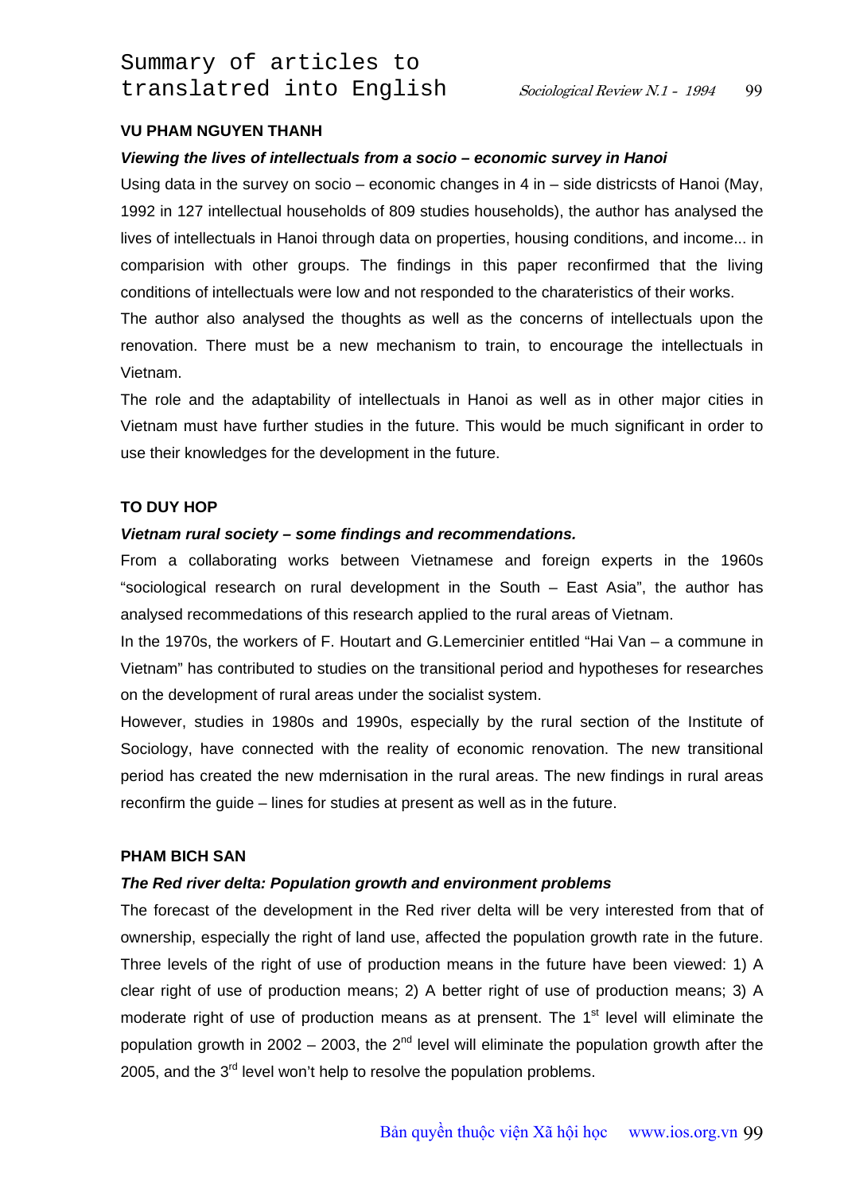**VU PHAM NGUYEN THANH**

***Viewing the lives of intellectuals from a socio – economic survey in Hanoi***

Using data in the survey on socio – economic changes in 4 in – side districsts of Hanoi (May, 1992 in 127 intellectual households of 809 studies households), the author has analysed the lives of intellectuals in Hanoi through data on properties, housing conditions, and income... in comparision with other groups. The findings in this paper reconfirmed that the living conditions of intellectuals were low and not responded to the charateristics of their works.

The author also analysed the thoughts as well as the concerns of intellectuals upon the renovation. There must be a new mechanism to train, to encourage the intellectuals in Vietnam.

The role and the adaptability of intellectuals in Hanoi as well as in other major cities in Vietnam must have further studies in the future. This would be much significant in order to use their knowledges for the development in the future.

**TO DUY HOP**

***Vietnam rural society – some findings and recommendations.***

From a collaborating works between Vietnamese and foreign experts in the 1960s "sociological research on rural development in the South – East Asia", the author has analysed recommedations of this research applied to the rural areas of Vietnam.

In the 1970s, the workers of F. Houtart and G.Lemercinier entitled "Hai Van – a commune in Vietnam" has contributed to studies on the transitional period and hypotheses for researches on the development of rural areas under the socialist system.

However, studies in 1980s and 1990s, especially by the rural section of the Institute of Sociology, have connected with the reality of economic renovation. The new transitional period has created the new mdernisation in the rural areas. The new findings in rural areas reconfirm the guide – lines for studies at present as well as in the future.

**PHAM BICH SAN**

***The Red river delta: Population growth and environment problems***

The forecast of the development in the Red river delta will be very interested from that of ownership, especially the right of land use, affected the population growth rate in the future. Three levels of the right of use of production means in the future have been viewed: 1) A clear right of use of production means; 2) A better right of use of production means; 3) A moderate right of use of production means as at pensent. The 1st level will eliminate the population growth in 2002 – 2003, the 2nd level will eliminate the population growth after the 2005, and the 3rd level won't help to resolve the population problems.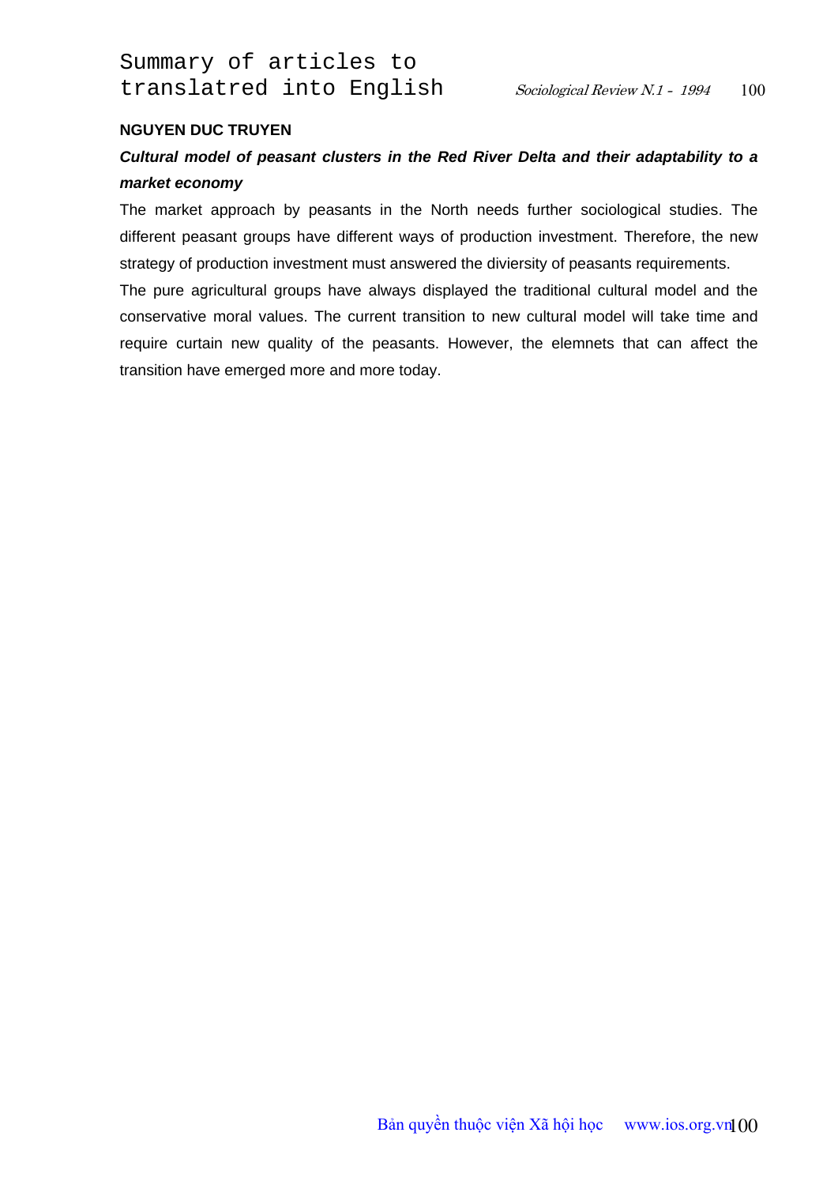**NGUYEN DUC TRUYEN**

***Cultural model of peasant clusters in the Red River Delta and their adaptability to a market economy***

The market approach by peasants in the North needs further sociological studies. The different peasant groups have different ways of production investment. Therefore, the new strategy of production investment must answered the diviersity of peasants requirements.

The pure agricultural groups have always displayed the traditional cultural model and the conservative moral values. The current transition to new cultural model will take time and require curtain new quality of the peasants. However, the elemnets that can affect the transition have emerged more and more today.